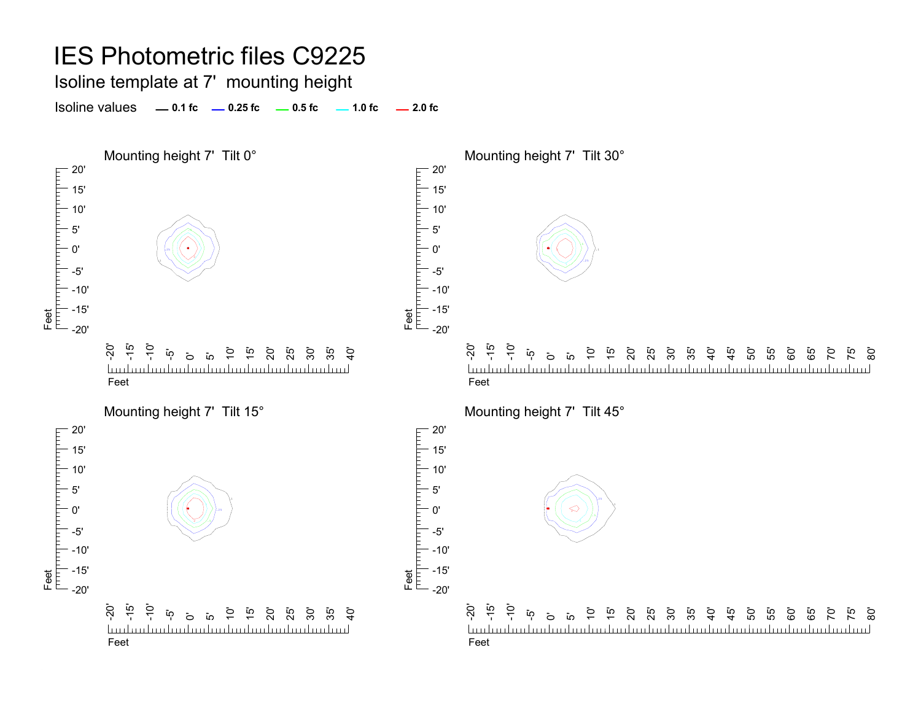# IES Photometric files C9225

## Isoline template at 7' mounting height

Isoline values — 0.1 fc — 0.25 fc — 0.5 fc — 1.0 fc — 2.0 fc

### Mounting height 7' Tilt 0°

### Mounting height 7' Tilt 30°

### Mounting height 7' Tilt 15°

### Mounting height 7' Tilt 45°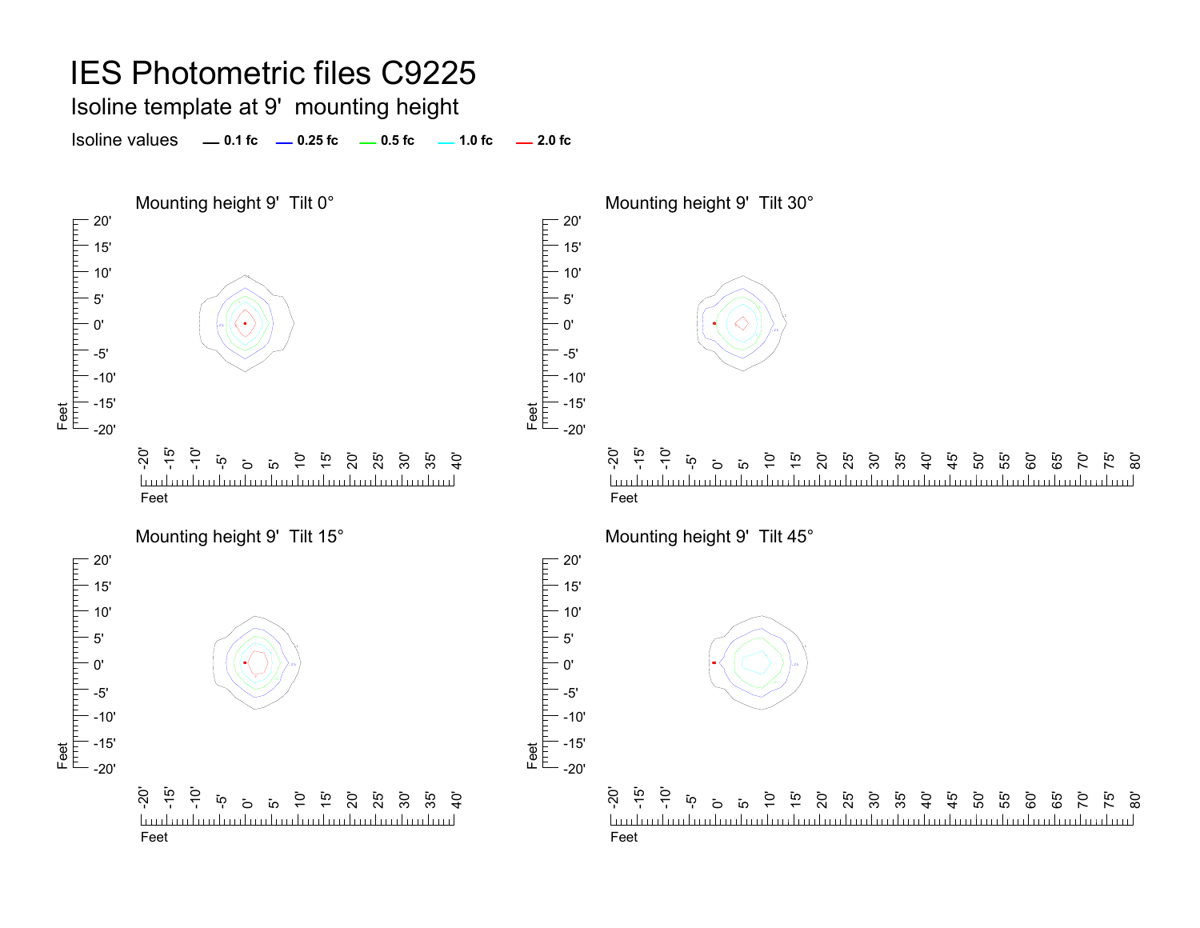# IES Photometric files C9225

## Isoline template at 9' mounting height

Isoline values — 0.1 fc — 0.25 fc — 0.5 fc — 1.0 fc — 2.0 fc

### Mounting height 9' Tilt 0°

### Mounting height 9' Tilt 30°

### Mounting height 9' Tilt 15°

### Mounting height 9' Tilt 45°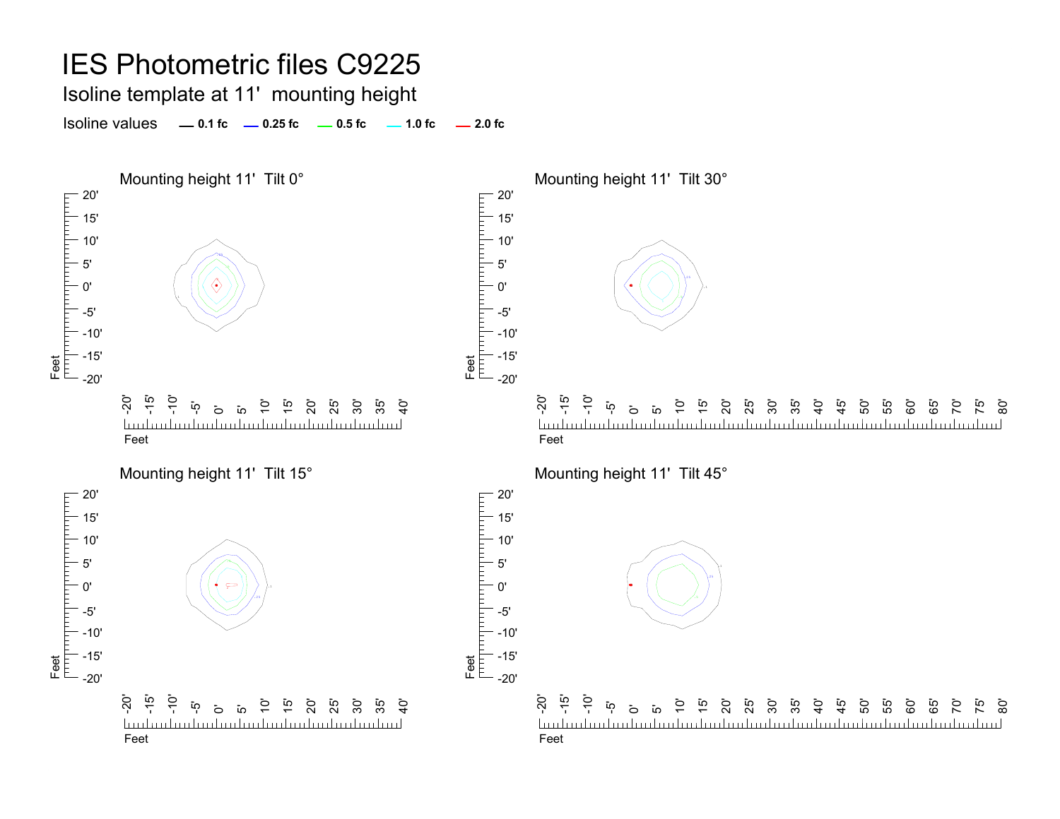# IES Photometric files C9225

## Isoline template at 11' mounting height

Isoline values — 0.1 fc — 0.25 fc — 0.5 fc — 1.0 fc — 2.0 fc

### Mounting height 11' Tilt 0°

### Mounting height 11' Tilt 30°

### Mounting height 11' Tilt 15°

### Mounting height 11' Tilt 45°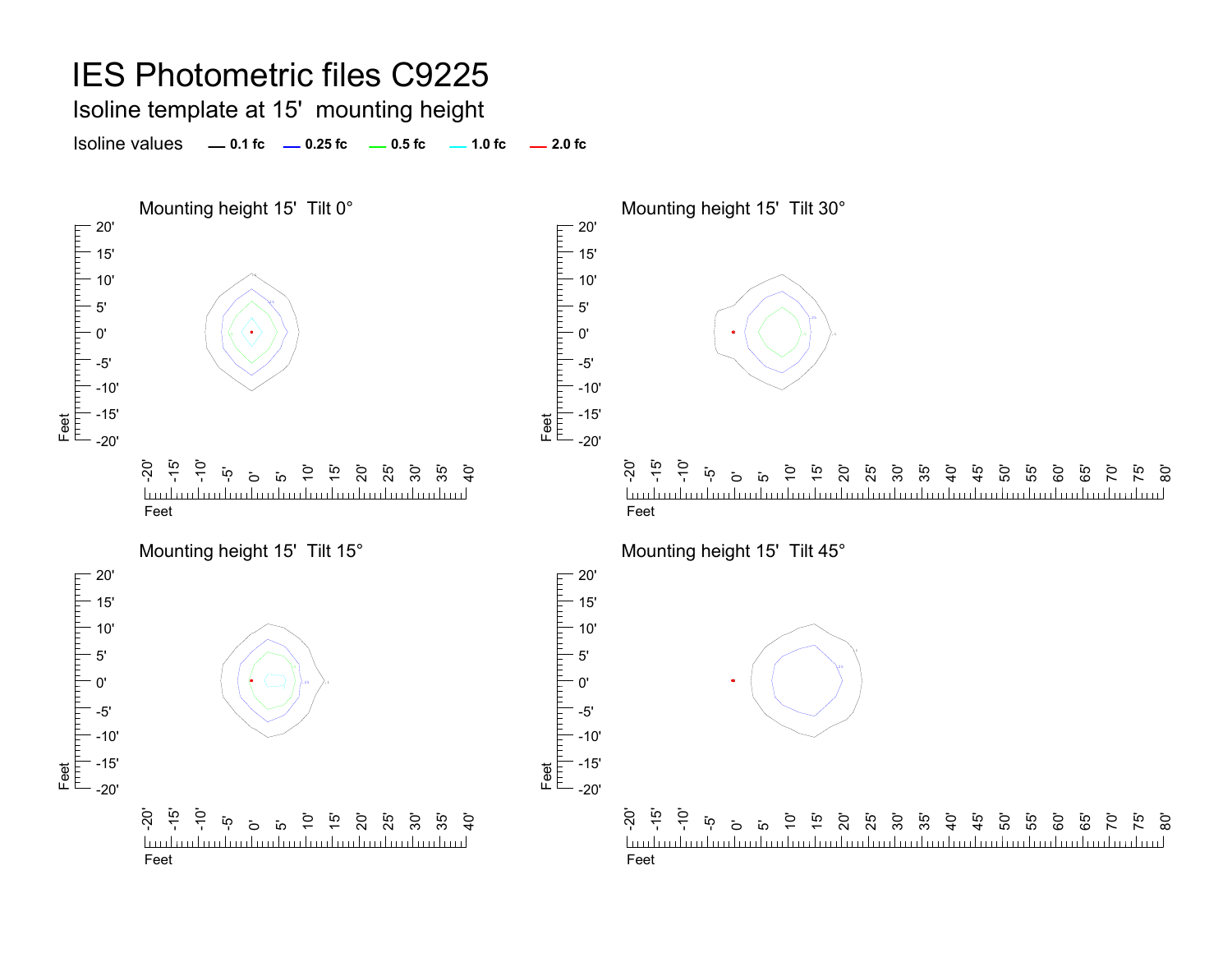# IES Photometric files C9225

## Isoline template at 15' mounting height

Isoline values — 0.1 fc — 0.25 fc — 0.5 fc — 1.0 fc — 2.0 fc

### Mounting height 15' Tilt 0°

### Mounting height 15' Tilt 30°

### Mounting height 15' Tilt 15°

### Mounting height 15' Tilt 45°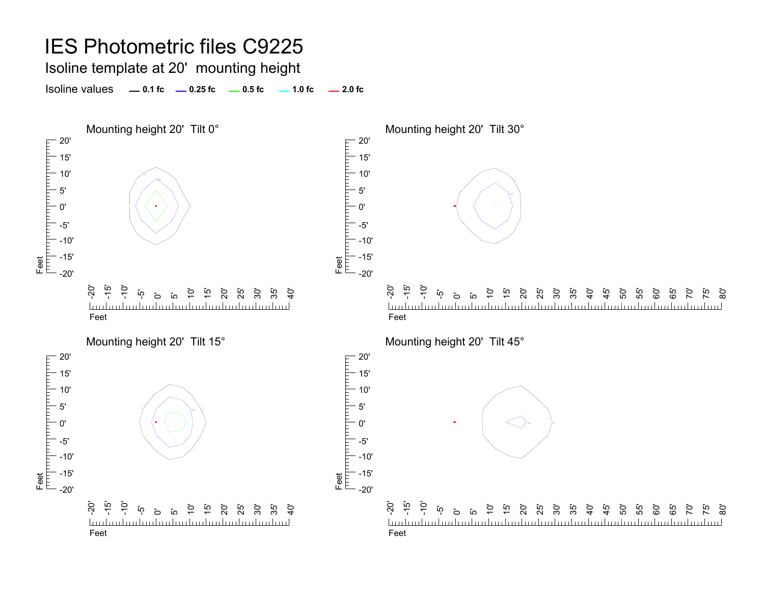# IES Photometric files C9225

## Isoline template at 20' mounting height

Isoline values — 0.1 fc — 0.25 fc — 0.5 fc — 1.0 fc — 2.0 fc

### Mounting height 20' Tilt 0°

### Mounting height 20' Tilt 30°

### Mounting height 20' Tilt 15°

### Mounting height 20' Tilt 45°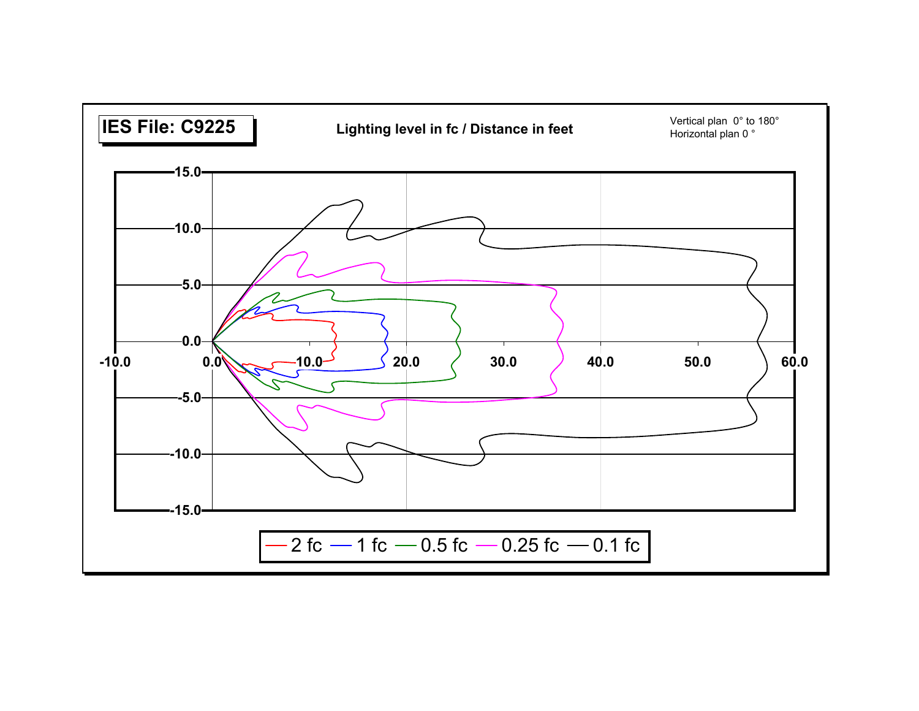**IES File: C9225**

**Lighting level in fc / Distance in feet**

Vertical plan 0° to 180°
Horizontal plan 0 °

15.0
10.0
5.0
0.0
-5.0
-10.0
-15.0

-10.0
0.0
10.0
20.0
30.0
40.0
50.0
60.0

2 fc
1 fc
0.5 fc
0.25 fc
0.1 fc